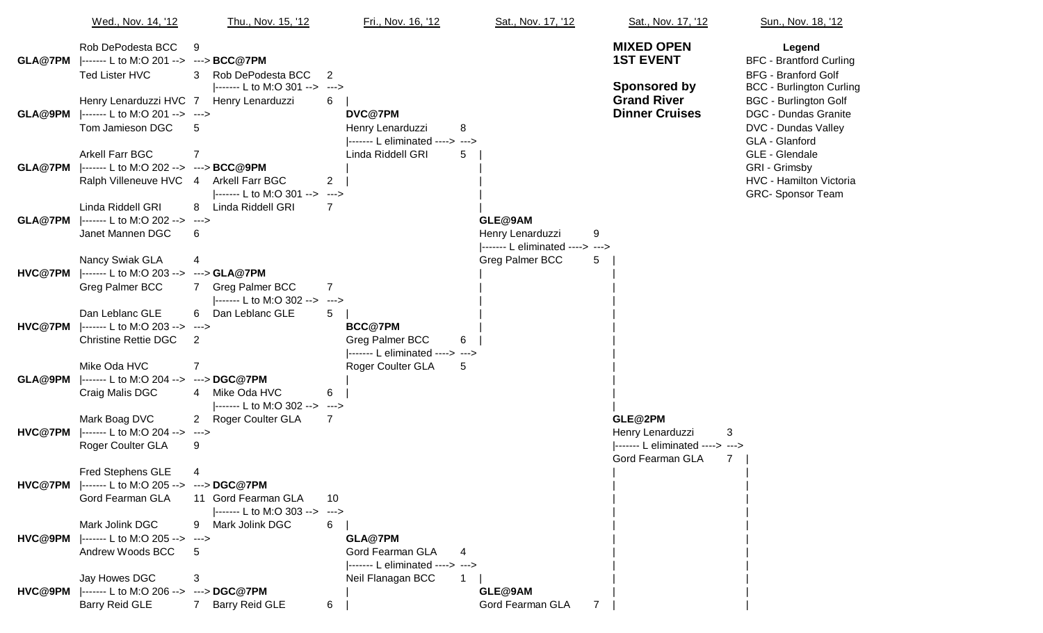# MIXED OPEN 1ST EVENT

**Sponsored by Grand River Dinner Cruises**

**Legend**

- BFC - Brantford Curling
- BFG - Branford Golf
- BCC - Burlington Curling
- BGC - Burlington Golf
- DGC - Dundas Granite
- DVC - Dundas Valley
- GLA - Glanford
- GLE - Glendale
- GRI - Grimsby
- HVC - Hamilton Victoria
- GRC- Sponsor Team

## Wed., Nov. 14, '12

| Draw | Team | Score | Loser to |
|---|---|---|---|
| GLA@7PM | Rob DePodesta BCC | 9 | L to M:O 201 |
| | Ted Lister HVC | 3 | |
| GLA@9PM | Henry Lenarduzzi HVC | 7 | L to M:O 201 |
| | Tom Jamieson DGC | 5 | |
| GLA@7PM | Arkell Farr BGC | 7 | L to M:O 202 |
| | Ralph Villeneuve HVC | 4 | |
| GLA@7PM | Linda Riddell GRI | 8 | L to M:O 202 |
| | Janet Mannen DGC | 6 | |
| HVC@7PM | Nancy Swiak GLA | 4 | L to M:O 203 |
| | Greg Palmer BCC | 7 | |
| HVC@7PM | Dan Leblanc GLE | 6 | L to M:O 203 |
| | Christine Rettie DGC | 2 | |
| GLA@9PM | Mike Oda HVC | 7 | L to M:O 204 |
| | Craig Malis DGC | 4 | |
| HVC@7PM | Mark Boag DVC | 2 | L to M:O 204 |
| | Roger Coulter GLA | 9 | |
| HVC@7PM | Fred Stephens GLE | 4 | L to M:O 205 |
| | Gord Fearman GLA | 11 | |
| HVC@9PM | Mark Jolink DGC | 9 | L to M:O 205 |
| | Andrew Woods BCC | 5 | |
| HVC@9PM | Jay Howes DGC | 3 | L to M:O 206 |
| | Barry Reid GLE | 7 | |

## Thu., Nov. 15, '12

| Draw | Team | Score | Loser to |
|---|---|---|---|
| BCC@7PM | Rob DePodesta BCC | 2 | L to M:O 301 |
| | Henry Lenarduzzi | 6 | |
| BCC@9PM | Arkell Farr BGC | 2 | L to M:O 301 |
| | Linda Riddell GRI | 7 | |
| GLA@7PM | Greg Palmer BCC | 7 | L to M:O 302 |
| | Dan Leblanc GLE | 5 | |
| DGC@7PM | Mike Oda HVC | 6 | L to M:O 302 |
| | Roger Coulter GLA | 7 | |
| DGC@7PM | Gord Fearman GLA | 10 | L to M:O 303 |
| | Mark Jolink DGC | 6 | |
| DGC@7PM | Barry Reid GLE | 6 | |

## Fri., Nov. 16, '12

| Draw | Team | Score | Loser |
|---|---|---|---|
| DVC@7PM | Henry Lenarduzzi | 8 | L eliminated |
| | Linda Riddell GRI | 5 | |
| BCC@7PM | Greg Palmer BCC | 6 | L eliminated |
| | Roger Coulter GLA | 5 | |
| GLA@7PM | Gord Fearman GLA | 4 | L eliminated |
| | Neil Flanagan BCC | 1 | |

## Sat., Nov. 17, '12

| Draw | Team | Score | Loser |
|---|---|---|---|
| GLE@9AM | Henry Lenarduzzi | 9 | L eliminated |
| | Greg Palmer BCC | 5 | |
| GLE@9AM | Gord Fearman GLA | 7 | |

## Sat., Nov. 17, '12

| Draw | Team | Score | Loser |
|---|---|---|---|
| GLE@2PM | Henry Lenarduzzi | 3 | L eliminated |
| | Gord Fearman GLA | 7 | |

## Sun., Nov. 18, '12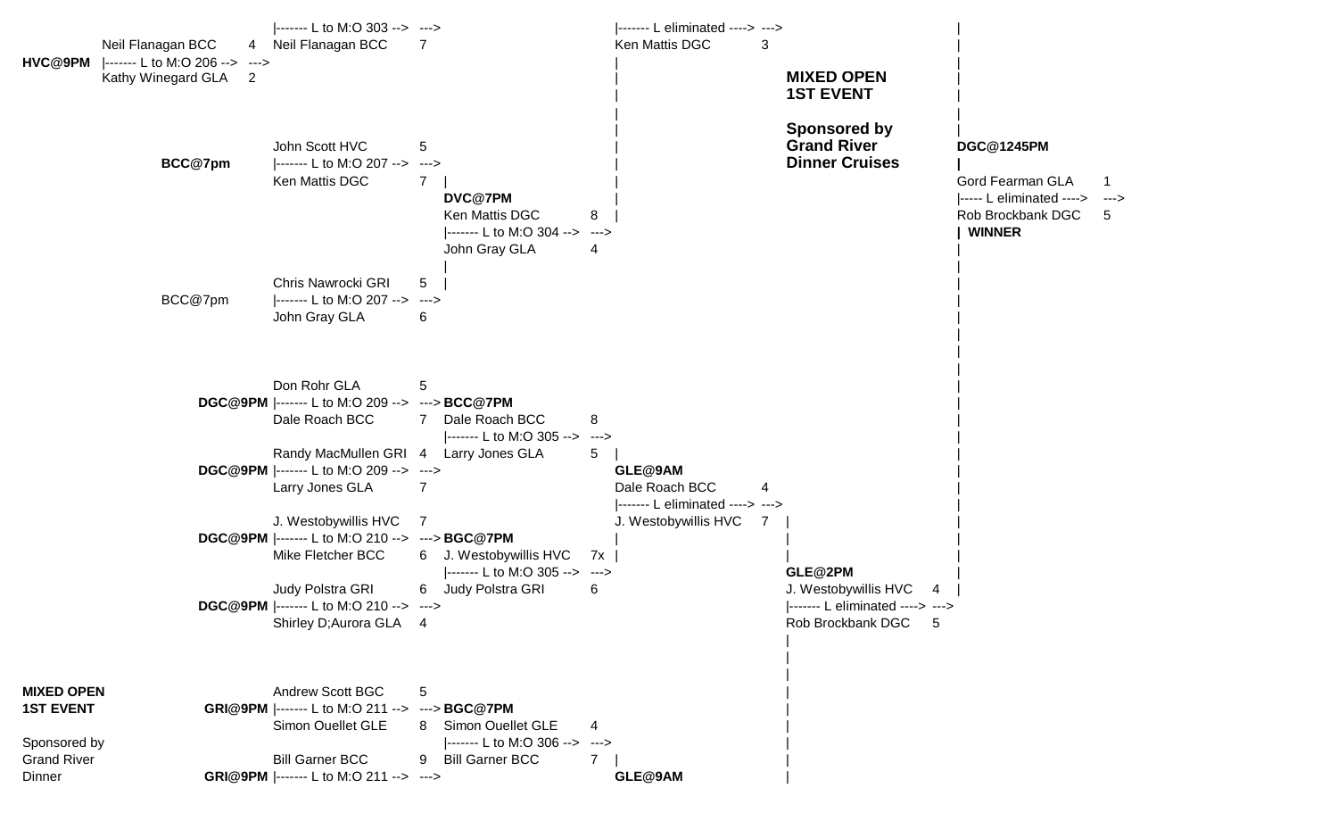**MIXED OPEN**
**1ST EVENT**

**Sponsored by**
**Grand River**
**Dinner Cruises**

**HVC@9PM**
- Neil Flanagan BCC 4
- |------- L to M:O 206 --> --->
- Kathy Winegard GLA 2

Winner: Neil Flanagan BCC 7
|------- L to M:O 303 --> --->

**BCC@7pm**
- John Scott HVC 5
- |------- L to M:O 207 --> --->
- Ken Mattis DGC 7

BCC@7pm
- Chris Nawrocki GRI 5
- |------- L to M:O 207 --> --->
- John Gray GLA 6

**DVC@7PM**
- Ken Mattis DGC 8
- |------- L to M:O 304 --> --->
- John Gray GLA 4

|------- L eliminated ----> --->
Ken Mattis DGC 3

**DGC@1245PM**
- Gord Fearman GLA 1
- |----- L eliminated ----> --->
- Rob Brockbank DGC 5
- **WINNER**

**DGC@9PM**
- Don Rohr GLA 5
- |------- L to M:O 209 --> --->
- Dale Roach BCC 7

**DGC@9PM**
- Randy MacMullen GRI 4
- |------- L to M:O 209 --> --->
- Larry Jones GLA 7

**BCC@7PM**
- Dale Roach BCC 8
- |------- L to M:O 305 --> --->
- Larry Jones GLA 5

**DGC@9PM**
- J. Westobywillis HVC 7
- |------- L to M:O 210 --> --->
- Mike Fletcher BCC 6

**DGC@9PM**
- Judy Polstra GRI 6
- |------- L to M:O 210 --> --->
- Shirley D;Aurora GLA 4

**BGC@7PM**
- J. Westobywillis HVC 7x
- |------- L to M:O 305 --> --->
- Judy Polstra GRI 6

**GLE@9AM**
- Dale Roach BCC 4
- |------- L eliminated ----> --->
- J. Westobywillis HVC 7

**GLE@2PM**
- J. Westobywillis HVC 4
- |------- L eliminated ----> --->
- Rob Brockbank DGC 5

**MIXED OPEN**
**1ST EVENT**

Sponsored by
Grand River
Dinner

**GRI@9PM**
- Andrew Scott BGC 5
- |------- L to M:O 211 --> --->
- Simon Ouellet GLE 8

**GRI@9PM**
- Bill Garner BCC 9
- |------- L to M:O 211 --> --->

**BGC@7PM**
- Simon Ouellet GLE 4
- |------- L to M:O 306 --> --->
- Bill Garner BCC 7

**GLE@9AM**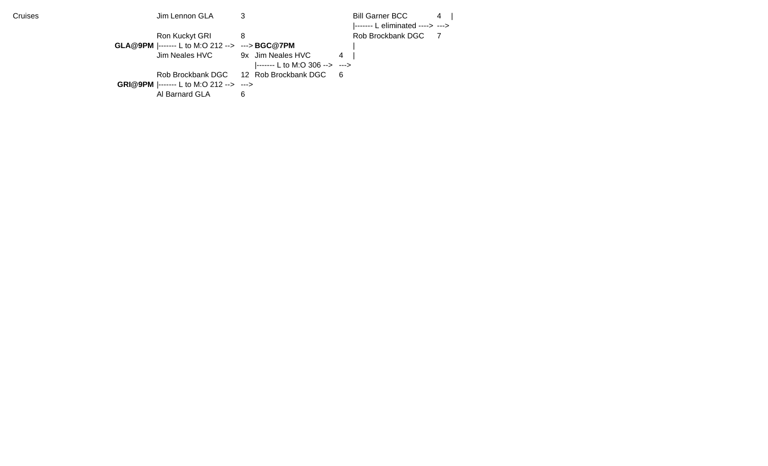| | | | | | | | | |
|---|---|---|---|---|---|---|---|---|
| Cruises | | Jim Lennon GLA | 3 | | | Bill Garner BCC | 4 | \| |
| | | | | | | \|------- L eliminated ----> | ---> | |
| | | Ron Kuckyt GRI | 8 | | | Rob Brockbank DGC | 7 | |
| | **GLA@9PM** | \|------- L to M:O 212 --> | ---> | **BGC@7PM** | | \| | | |
| | | Jim Neales HVC | 9x | Jim Neales HVC | 4 | \| | | |
| | | | | \|------- L to M:O 306 --> | ---> | | | |
| | | Rob Brockbank DGC | 12 | Rob Brockbank DGC | 6 | | | |
| | **GRI@9PM** | \|------- L to M:O 212 --> | ---> | | | | | |
| | | Al Barnard GLA | 6 | | | | | |